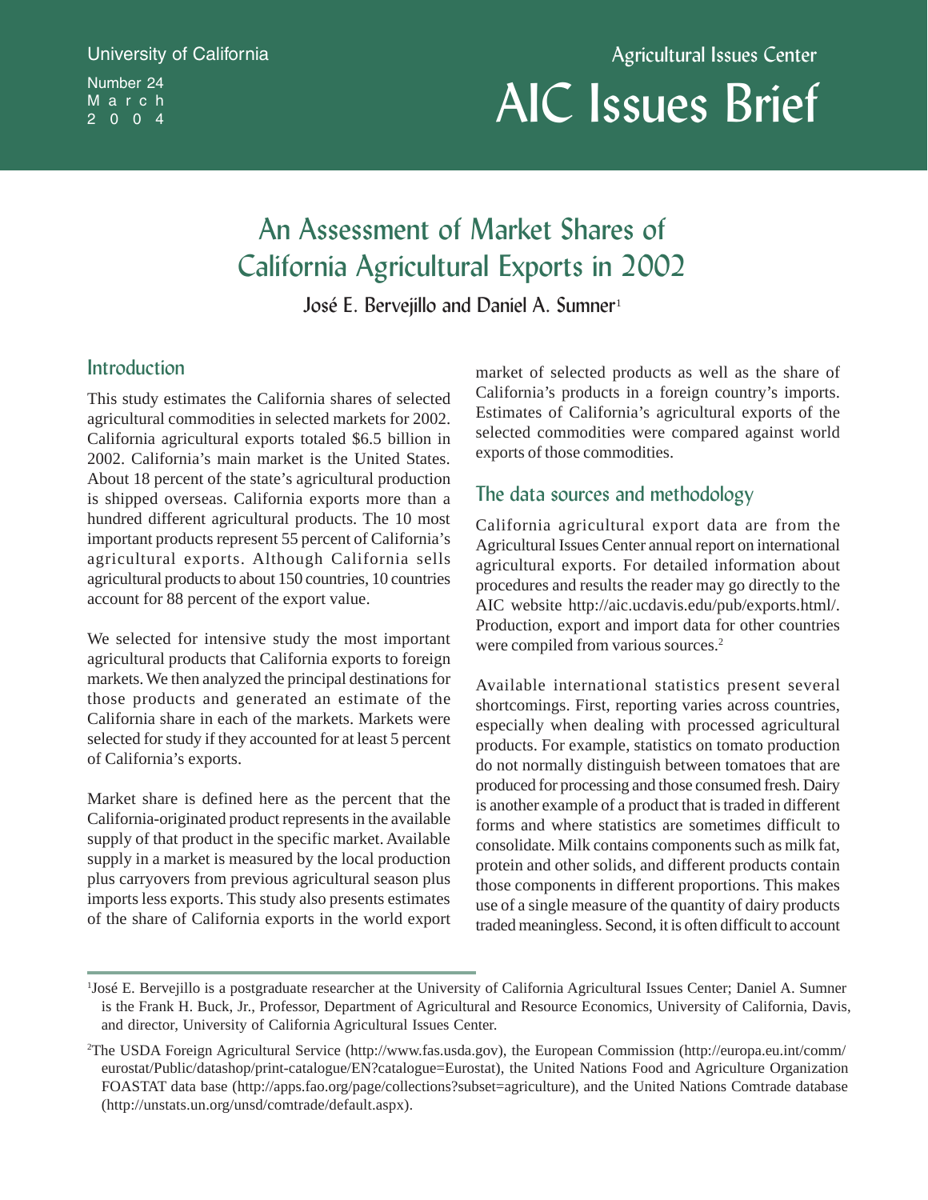University of California

Number 24
March
2004

Agricultural Issues Center

# AIC Issues Brief

## An Assessment of Market Shares of California Agricultural Exports in 2002

José E. Bervejillo and Daniel A. Sumner[1]

### Introduction

This study estimates the California shares of selected agricultural commodities in selected markets for 2002. California agricultural exports totaled $6.5 billion in 2002. California's main market is the United States. About 18 percent of the state's agricultural production is shipped overseas. California exports more than a hundred different agricultural products. The 10 most important products represent 55 percent of California's agricultural exports. Although California sells agricultural products to about 150 countries, 10 countries account for 88 percent of the export value.

We selected for intensive study the most important agricultural products that California exports to foreign markets. We then analyzed the principal destinations for those products and generated an estimate of the California share in each of the markets. Markets were selected for study if they accounted for at least 5 percent of California's exports.

Market share is defined here as the percent that the California-originated product represents in the available supply of that product in the specific market. Available supply in a market is measured by the local production plus carryovers from previous agricultural season plus imports less exports. This study also presents estimates of the share of California exports in the world export market of selected products as well as the share of California's products in a foreign country's imports. Estimates of California's agricultural exports of the selected commodities were compared against world exports of those commodities.

### The data sources and methodology

California agricultural export data are from the Agricultural Issues Center annual report on international agricultural exports. For detailed information about procedures and results the reader may go directly to the AIC website http://aic.ucdavis.edu/pub/exports.html/. Production, export and import data for other countries were compiled from various sources.[2]

Available international statistics present several shortcomings. First, reporting varies across countries, especially when dealing with processed agricultural products. For example, statistics on tomato production do not normally distinguish between tomatoes that are produced for processing and those consumed fresh. Dairy is another example of a product that is traded in different forms and where statistics are sometimes difficult to consolidate. Milk contains components such as milk fat, protein and other solids, and different products contain those components in different proportions. This makes use of a single measure of the quantity of dairy products traded meaningless. Second, it is often difficult to account

---

[1]José E. Bervejillo is a postgraduate researcher at the University of California Agricultural Issues Center; Daniel A. Sumner is the Frank H. Buck, Jr., Professor, Department of Agricultural and Resource Economics, University of California, Davis, and director, University of California Agricultural Issues Center.

[2]The USDA Foreign Agricultural Service (http://www.fas.usda.gov), the European Commission (http://europa.eu.int/comm/eurostat/Public/datashop/print-catalogue/EN?catalogue=Eurostat), the United Nations Food and Agriculture Organization FOASTAT data base (http://apps.fao.org/page/collections?subset=agriculture), and the United Nations Comtrade database (http://unstats.un.org/unsd/comtrade/default.aspx).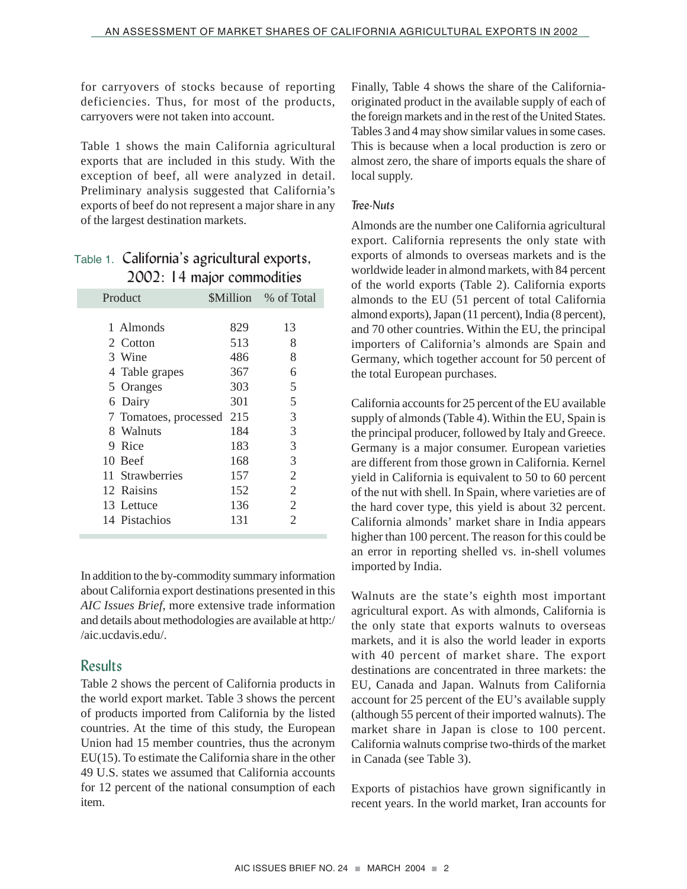for carryovers of stocks because of reporting deficiencies. Thus, for most of the products, carryovers were not taken into account.

Table 1 shows the main California agricultural exports that are included in this study. With the exception of beef, all were analyzed in detail. Preliminary analysis suggested that California's exports of beef do not represent a major share in any of the largest destination markets.

Table 1. California's agricultural exports, 2002: 14 major commodities

| Product | $Million | % of Total |
|---|---|---|
| 1 Almonds | 829 | 13 |
| 2 Cotton | 513 | 8 |
| 3 Wine | 486 | 8 |
| 4 Table grapes | 367 | 6 |
| 5 Oranges | 303 | 5 |
| 6 Dairy | 301 | 5 |
| 7 Tomatoes, processed | 215 | 3 |
| 8 Walnuts | 184 | 3 |
| 9 Rice | 183 | 3 |
| 10 Beef | 168 | 3 |
| 11 Strawberries | 157 | 2 |
| 12 Raisins | 152 | 2 |
| 13 Lettuce | 136 | 2 |
| 14 Pistachios | 131 | 2 |

In addition to the by-commodity summary information about California export destinations presented in this *AIC Issues Brief*, more extensive trade information and details about methodologies are available at http://aic.ucdavis.edu/.

## Results

Table 2 shows the percent of California products in the world export market. Table 3 shows the percent of products imported from California by the listed countries. At the time of this study, the European Union had 15 member countries, thus the acronym EU(15). To estimate the California share in the other 49 U.S. states we assumed that California accounts for 12 percent of the national consumption of each item.

Finally, Table 4 shows the share of the California-originated product in the available supply of each of the foreign markets and in the rest of the United States. Tables 3 and 4 may show similar values in some cases. This is because when a local production is zero or almost zero, the share of imports equals the share of local supply.

### Tree-Nuts

Almonds are the number one California agricultural export. California represents the only state with exports of almonds to overseas markets and is the worldwide leader in almond markets, with 84 percent of the world exports (Table 2). California exports almonds to the EU (51 percent of total California almond exports), Japan (11 percent), India (8 percent), and 70 other countries. Within the EU, the principal importers of California's almonds are Spain and Germany, which together account for 50 percent of the total European purchases.

California accounts for 25 percent of the EU available supply of almonds (Table 4). Within the EU, Spain is the principal producer, followed by Italy and Greece. Germany is a major consumer. European varieties are different from those grown in California. Kernel yield in California is equivalent to 50 to 60 percent of the nut with shell. In Spain, where varieties are of the hard cover type, this yield is about 32 percent. California almonds' market share in India appears higher than 100 percent. The reason for this could be an error in reporting shelled vs. in-shell volumes imported by India.

Walnuts are the state's eighth most important agricultural export. As with almonds, California is the only state that exports walnuts to overseas markets, and it is also the world leader in exports with 40 percent of market share. The export destinations are concentrated in three markets: the EU, Canada and Japan. Walnuts from California account for 25 percent of the EU's available supply (although 55 percent of their imported walnuts). The market share in Japan is close to 100 percent. California walnuts comprise two-thirds of the market in Canada (see Table 3).

Exports of pistachios have grown significantly in recent years. In the world market, Iran accounts for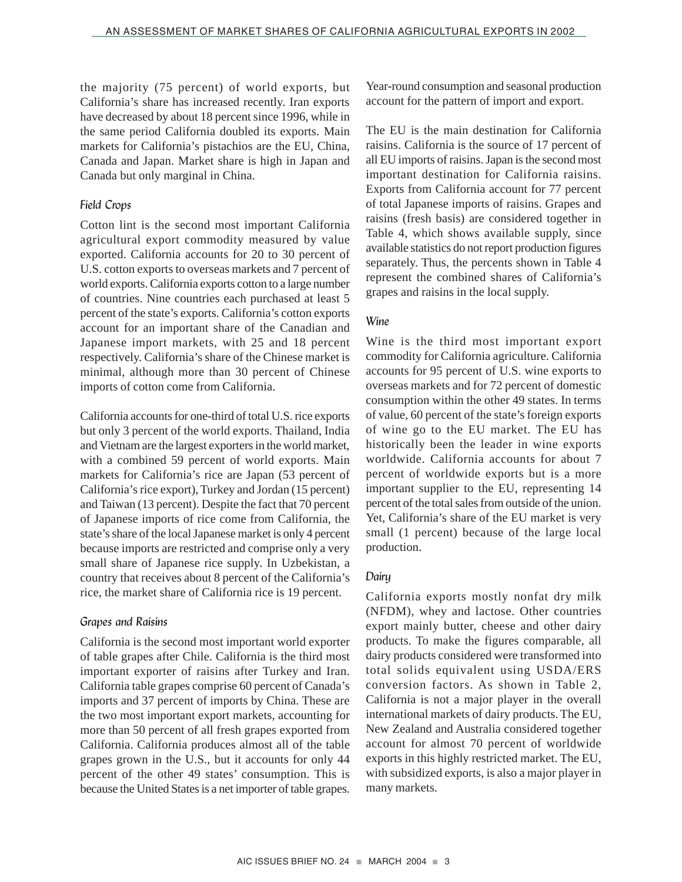the majority (75 percent) of world exports, but California's share has increased recently. Iran exports have decreased by about 18 percent since 1996, while in the same period California doubled its exports. Main markets for California's pistachios are the EU, China, Canada and Japan. Market share is high in Japan and Canada but only marginal in China.

### Field Crops

Cotton lint is the second most important California agricultural export commodity measured by value exported. California accounts for 20 to 30 percent of U.S. cotton exports to overseas markets and 7 percent of world exports. California exports cotton to a large number of countries. Nine countries each purchased at least 5 percent of the state's exports. California's cotton exports account for an important share of the Canadian and Japanese import markets, with 25 and 18 percent respectively. California's share of the Chinese market is minimal, although more than 30 percent of Chinese imports of cotton come from California.

California accounts for one-third of total U.S. rice exports but only 3 percent of the world exports. Thailand, India and Vietnam are the largest exporters in the world market, with a combined 59 percent of world exports. Main markets for California's rice are Japan (53 percent of California's rice export), Turkey and Jordan (15 percent) and Taiwan (13 percent). Despite the fact that 70 percent of Japanese imports of rice come from California, the state's share of the local Japanese market is only 4 percent because imports are restricted and comprise only a very small share of Japanese rice supply. In Uzbekistan, a country that receives about 8 percent of the California's rice, the market share of California rice is 19 percent.

### Grapes and Raisins

California is the second most important world exporter of table grapes after Chile. California is the third most important exporter of raisins after Turkey and Iran. California table grapes comprise 60 percent of Canada's imports and 37 percent of imports by China. These are the two most important export markets, accounting for more than 50 percent of all fresh grapes exported from California. California produces almost all of the table grapes grown in the U.S., but it accounts for only 44 percent of the other 49 states' consumption. This is because the United States is a net importer of table grapes. Year-round consumption and seasonal production account for the pattern of import and export.

The EU is the main destination for California raisins. California is the source of 17 percent of all EU imports of raisins. Japan is the second most important destination for California raisins. Exports from California account for 77 percent of total Japanese imports of raisins. Grapes and raisins (fresh basis) are considered together in Table 4, which shows available supply, since available statistics do not report production figures separately. Thus, the percents shown in Table 4 represent the combined shares of California's grapes and raisins in the local supply.

### Wine

Wine is the third most important export commodity for California agriculture. California accounts for 95 percent of U.S. wine exports to overseas markets and for 72 percent of domestic consumption within the other 49 states. In terms of value, 60 percent of the state's foreign exports of wine go to the EU market. The EU has historically been the leader in wine exports worldwide. California accounts for about 7 percent of worldwide exports but is a more important supplier to the EU, representing 14 percent of the total sales from outside of the union. Yet, California's share of the EU market is very small (1 percent) because of the large local production.

### Dairy

California exports mostly nonfat dry milk (NFDM), whey and lactose. Other countries export mainly butter, cheese and other dairy products. To make the figures comparable, all dairy products considered were transformed into total solids equivalent using USDA/ERS conversion factors. As shown in Table 2, California is not a major player in the overall international markets of dairy products. The EU, New Zealand and Australia considered together account for almost 70 percent of worldwide exports in this highly restricted market. The EU, with subsidized exports, is also a major player in many markets.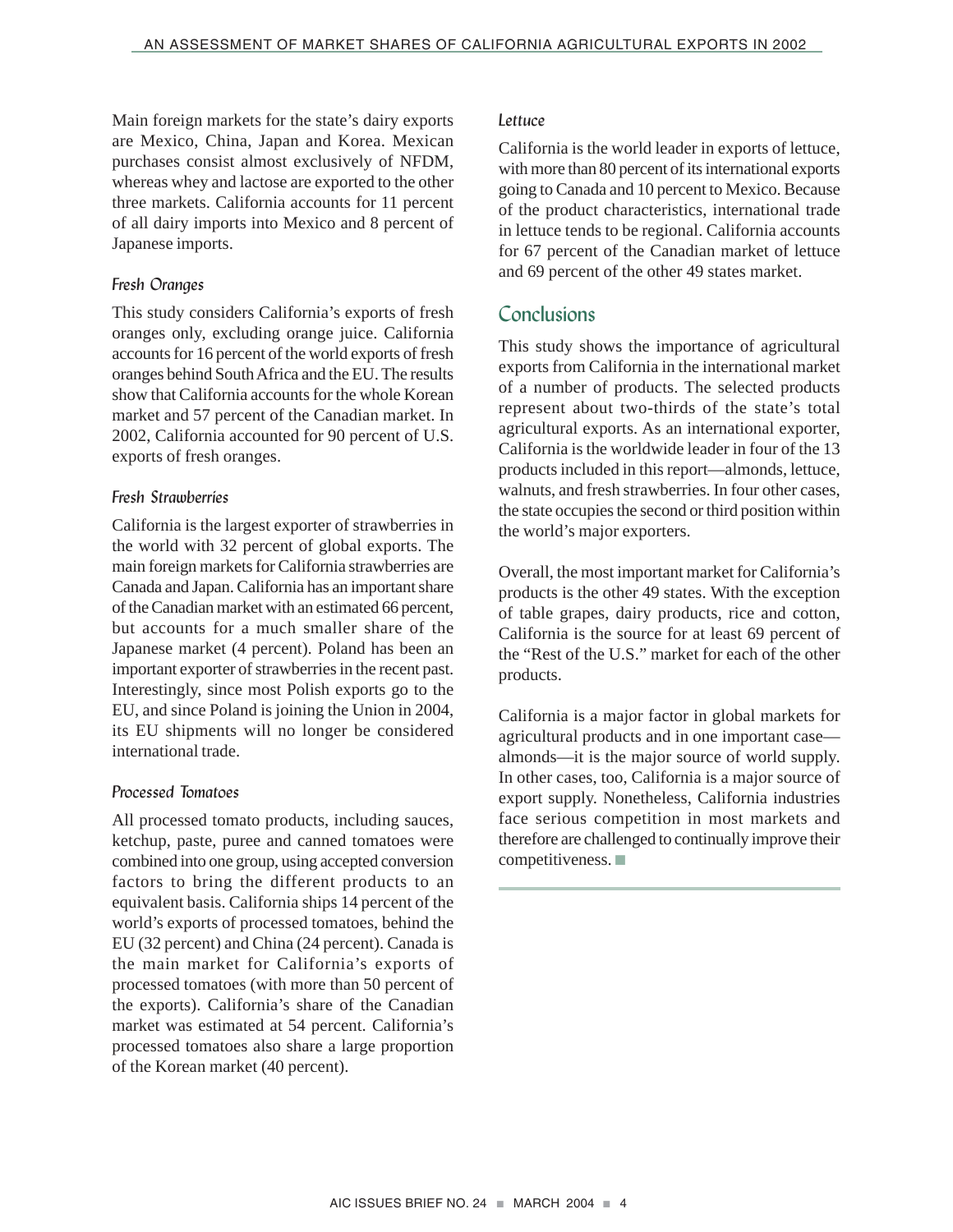Main foreign markets for the state's dairy exports are Mexico, China, Japan and Korea. Mexican purchases consist almost exclusively of NFDM, whereas whey and lactose are exported to the other three markets. California accounts for 11 percent of all dairy imports into Mexico and 8 percent of Japanese imports.

### Fresh Oranges

This study considers California's exports of fresh oranges only, excluding orange juice. California accounts for 16 percent of the world exports of fresh oranges behind South Africa and the EU. The results show that California accounts for the whole Korean market and 57 percent of the Canadian market. In 2002, California accounted for 90 percent of U.S. exports of fresh oranges.

### Fresh Strawberries

California is the largest exporter of strawberries in the world with 32 percent of global exports. The main foreign markets for California strawberries are Canada and Japan. California has an important share of the Canadian market with an estimated 66 percent, but accounts for a much smaller share of the Japanese market (4 percent). Poland has been an important exporter of strawberries in the recent past. Interestingly, since most Polish exports go to the EU, and since Poland is joining the Union in 2004, its EU shipments will no longer be considered international trade.

### Processed Tomatoes

All processed tomato products, including sauces, ketchup, paste, puree and canned tomatoes were combined into one group, using accepted conversion factors to bring the different products to an equivalent basis. California ships 14 percent of the world's exports of processed tomatoes, behind the EU (32 percent) and China (24 percent). Canada is the main market for California's exports of processed tomatoes (with more than 50 percent of the exports). California's share of the Canadian market was estimated at 54 percent. California's processed tomatoes also share a large proportion of the Korean market (40 percent).

### Lettuce

California is the world leader in exports of lettuce, with more than 80 percent of its international exports going to Canada and 10 percent to Mexico. Because of the product characteristics, international trade in lettuce tends to be regional. California accounts for 67 percent of the Canadian market of lettuce and 69 percent of the other 49 states market.

## Conclusions

This study shows the importance of agricultural exports from California in the international market of a number of products. The selected products represent about two-thirds of the state's total agricultural exports. As an international exporter, California is the worldwide leader in four of the 13 products included in this report—almonds, lettuce, walnuts, and fresh strawberries. In four other cases, the state occupies the second or third position within the world's major exporters.

Overall, the most important market for California's products is the other 49 states. With the exception of table grapes, dairy products, rice and cotton, California is the source for at least 69 percent of the "Rest of the U.S." market for each of the other products.

California is a major factor in global markets for agricultural products and in one important case—almonds—it is the major source of world supply. In other cases, too, California is a major source of export supply. Nonetheless, California industries face serious competition in most markets and therefore are challenged to continually improve their competitiveness. ■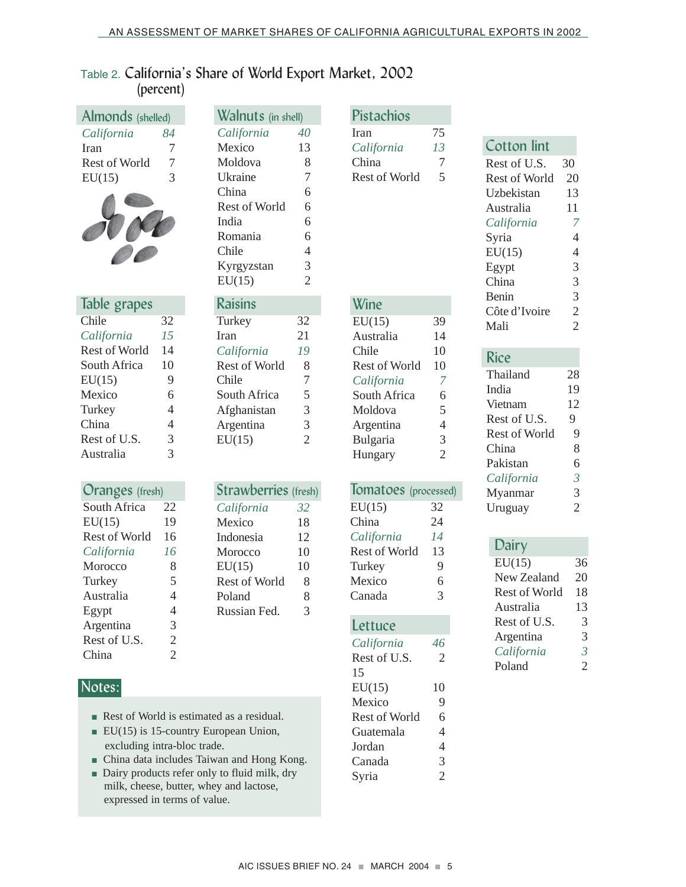Table 2. California's Share of World Export Market, 2002 (percent)

**Almonds** (shelled)

| | |
|---|---|
| *California* | *84* |
| Iran | 7 |
| Rest of World | 7 |
| EU(15) | 3 |

**Walnuts** (in shell)

| | |
|---|---|
| *California* | *40* |
| Mexico | 13 |
| Moldova | 8 |
| Ukraine | 7 |
| China | 6 |
| Rest of World | 6 |
| India | 6 |
| Romania | 6 |
| Chile | 4 |
| Kyrgyzstan | 3 |
| EU(15) | 2 |

**Pistachios**

| | |
|---|---|
| Iran | 75 |
| *California* | *13* |
| China | 7 |
| Rest of World | 5 |

**Cotton lint**

| | |
|---|---|
| Rest of U.S. | 30 |
| Rest of World | 20 |
| Uzbekistan | 13 |
| Australia | 11 |
| *California* | *7* |
| Syria | 4 |
| EU(15) | 4 |
| Egypt | 3 |
| China | 3 |
| Benin | 3 |
| Côte d'Ivoire | 2 |
| Mali | 2 |

**Table grapes**

| | |
|---|---|
| Chile | 32 |
| *California* | *15* |
| Rest of World | 14 |
| South Africa | 10 |
| EU(15) | 9 |
| Mexico | 6 |
| Turkey | 4 |
| China | 4 |
| Rest of U.S. | 3 |
| Australia | 3 |

**Raisins**

| | |
|---|---|
| Turkey | 32 |
| Iran | 21 |
| *California* | *19* |
| Rest of World | 8 |
| Chile | 7 |
| South Africa | 5 |
| Afghanistan | 3 |
| Argentina | 3 |
| EU(15) | 2 |

**Wine**

| | |
|---|---|
| EU(15) | 39 |
| Australia | 14 |
| Chile | 10 |
| Rest of World | 10 |
| *California* | *7* |
| South Africa | 6 |
| Moldova | 5 |
| Argentina | 4 |
| Bulgaria | 3 |
| Hungary | 2 |

**Rice**

| | |
|---|---|
| Thailand | 28 |
| India | 19 |
| Vietnam | 12 |
| Rest of U.S. | 9 |
| Rest of World | 9 |
| China | 8 |
| Pakistan | 6 |
| *California* | *3* |
| Myanmar | 3 |
| Uruguay | 2 |

**Oranges** (fresh)

| | |
|---|---|
| South Africa | 22 |
| EU(15) | 19 |
| Rest of World | 16 |
| *California* | *16* |
| Morocco | 8 |
| Turkey | 5 |
| Australia | 4 |
| Egypt | 4 |
| Argentina | 3 |
| Rest of U.S. | 2 |
| China | 2 |

**Strawberries** (fresh)

| | |
|---|---|
| *California* | *32* |
| Mexico | 18 |
| Indonesia | 12 |
| Morocco | 10 |
| EU(15) | 10 |
| Rest of World | 8 |
| Poland | 8 |
| Russian Fed. | 3 |

**Tomatoes** (processed)

| | |
|---|---|
| EU(15) | 32 |
| China | 24 |
| *California* | *14* |
| Rest of World | 13 |
| Turkey | 9 |
| Mexico | 6 |
| Canada | 3 |

**Dairy**

| | |
|---|---|
| EU(15) | 36 |
| New Zealand | 20 |
| Rest of World | 18 |
| Australia | 13 |
| Rest of U.S. | 3 |
| Argentina | 3 |
| *California* | *3* |
| Poland | 2 |

**Lettuce**

| | |
|---|---|
| *California* | *46* |
| Rest of U.S. | 2 |
| 15 | |
| EU(15) | 10 |
| Mexico | 9 |
| Rest of World | 6 |
| Guatemala | 4 |
| Jordan | 4 |
| Canada | 3 |
| Syria | 2 |

**Notes:**

- Rest of World is estimated as a residual.
- EU(15) is 15-country European Union, excluding intra-bloc trade.
- China data includes Taiwan and Hong Kong.
- Dairy products refer only to fluid milk, dry milk, cheese, butter, whey and lactose, expressed in terms of value.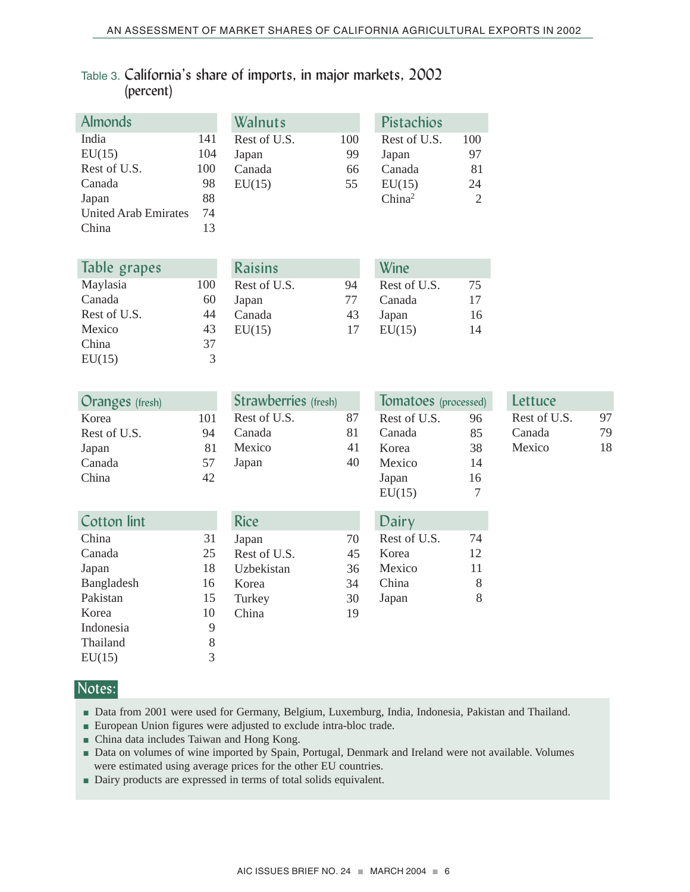Table 3. California's share of imports, in major markets, 2002 (percent)

| Almonds | |
|---|---|
| India | 141 |
| EU(15) | 104 |
| Rest of U.S. | 100 |
| Canada | 98 |
| Japan | 88 |
| United Arab Emirates | 74 |
| China | 13 |

| Walnuts | |
|---|---|
| Rest of U.S. | 100 |
| Japan | 99 |
| Canada | 66 |
| EU(15) | 55 |

| Pistachios | |
|---|---|
| Rest of U.S. | 100 |
| Japan | 97 |
| Canada | 81 |
| EU(15) | 24 |
| China[2] | 2 |

| Table grapes | |
|---|---|
| Maylasia | 100 |
| Canada | 60 |
| Rest of U.S. | 44 |
| Mexico | 43 |
| China | 37 |
| EU(15) | 3 |

| Raisins | |
|---|---|
| Rest of U.S. | 94 |
| Japan | 77 |
| Canada | 43 |
| EU(15) | 17 |

| Wine | |
|---|---|
| Rest of U.S. | 75 |
| Canada | 17 |
| Japan | 16 |
| EU(15) | 14 |

| Oranges (fresh) | |
|---|---|
| Korea | 101 |
| Rest of U.S. | 94 |
| Japan | 81 |
| Canada | 57 |
| China | 42 |

| Strawberries (fresh) | |
|---|---|
| Rest of U.S. | 87 |
| Canada | 81 |
| Mexico | 41 |
| Japan | 40 |

| Tomatoes (processed) | |
|---|---|
| Rest of U.S. | 96 |
| Canada | 85 |
| Korea | 38 |
| Mexico | 14 |
| Japan | 16 |
| EU(15) | 7 |

| Lettuce | |
|---|---|
| Rest of U.S. | 97 |
| Canada | 79 |
| Mexico | 18 |

| Cotton lint | |
|---|---|
| China | 31 |
| Canada | 25 |
| Japan | 18 |
| Bangladesh | 16 |
| Pakistan | 15 |
| Korea | 10 |
| Indonesia | 9 |
| Thailand | 8 |
| EU(15) | 3 |

| Rice | |
|---|---|
| Japan | 70 |
| Rest of U.S. | 45 |
| Uzbekistan | 36 |
| Korea | 34 |
| Turkey | 30 |
| China | 19 |

| Dairy | |
|---|---|
| Rest of U.S. | 74 |
| Korea | 12 |
| Mexico | 11 |
| China | 8 |
| Japan | 8 |

**Notes:**

- Data from 2001 were used for Germany, Belgium, Luxemburg, India, Indonesia, Pakistan and Thailand.
- European Union figures were adjusted to exclude intra-bloc trade.
- China data includes Taiwan and Hong Kong.
- Data on volumes of wine imported by Spain, Portugal, Denmark and Ireland were not available. Volumes were estimated using average prices for the other EU countries.
- Dairy products are expressed in terms of total solids equivalent.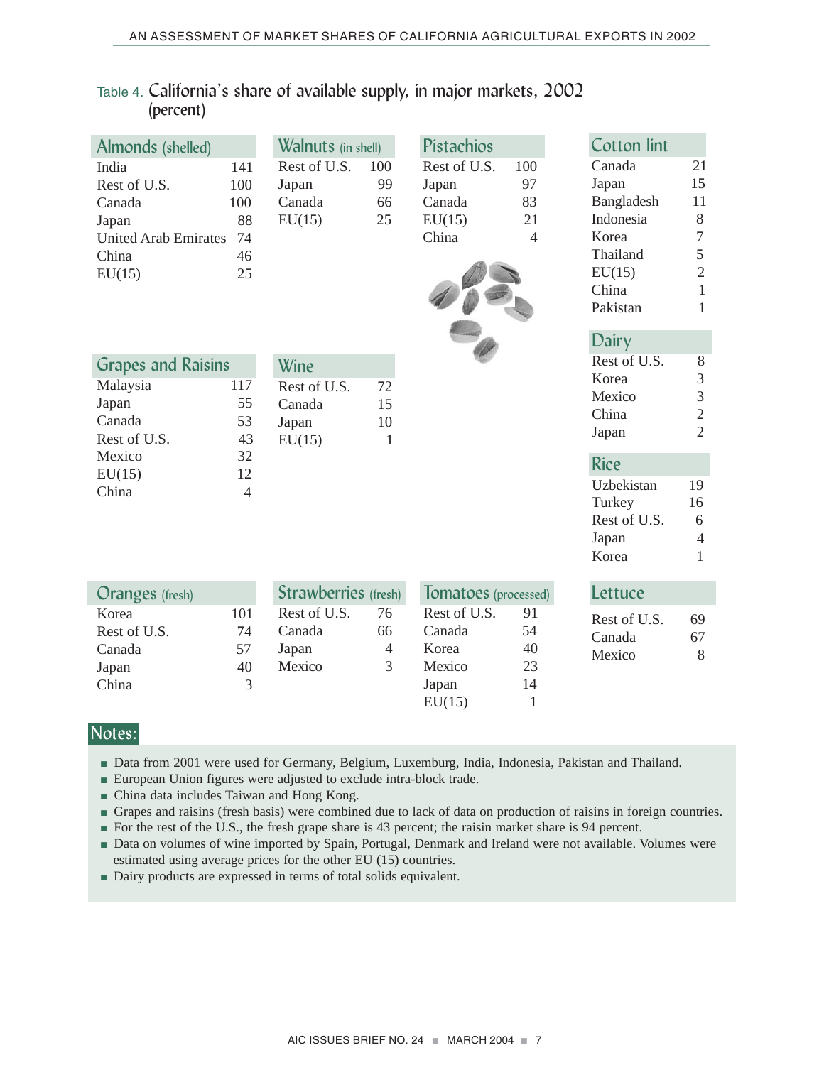Table 4. California's share of available supply, in major markets, 2002 (percent)

### Almonds (shelled)

| Market | Share |
|---|---|
| India | 141 |
| Rest of U.S. | 100 |
| Canada | 100 |
| Japan | 88 |
| United Arab Emirates | 74 |
| China | 46 |
| EU(15) | 25 |

### Walnuts (in shell)

| Market | Share |
|---|---|
| Rest of U.S. | 100 |
| Japan | 99 |
| Canada | 66 |
| EU(15) | 25 |

### Pistachios

| Market | Share |
|---|---|
| Rest of U.S. | 100 |
| Japan | 97 |
| Canada | 83 |
| EU(15) | 21 |
| China | 4 |

### Cotton lint

| Market | Share |
|---|---|
| Canada | 21 |
| Japan | 15 |
| Bangladesh | 11 |
| Indonesia | 8 |
| Korea | 7 |
| Thailand | 5 |
| EU(15) | 2 |
| China | 1 |
| Pakistan | 1 |

### Grapes and Raisins

| Market | Share |
|---|---|
| Malaysia | 117 |
| Japan | 55 |
| Canada | 53 |
| Rest of U.S. | 43 |
| Mexico | 32 |
| EU(15) | 12 |
| China | 4 |

### Wine

| Market | Share |
|---|---|
| Rest of U.S. | 72 |
| Canada | 15 |
| Japan | 10 |
| EU(15) | 1 |

### Dairy

| Market | Share |
|---|---|
| Rest of U.S. | 8 |
| Korea | 3 |
| Mexico | 3 |
| China | 2 |
| Japan | 2 |

### Rice

| Market | Share |
|---|---|
| Uzbekistan | 19 |
| Turkey | 16 |
| Rest of U.S. | 6 |
| Japan | 4 |
| Korea | 1 |

### Oranges (fresh)

| Market | Share |
|---|---|
| Korea | 101 |
| Rest of U.S. | 74 |
| Canada | 57 |
| Japan | 40 |
| China | 3 |

### Strawberries (fresh)

| Market | Share |
|---|---|
| Rest of U.S. | 76 |
| Canada | 66 |
| Japan | 4 |
| Mexico | 3 |

### Tomatoes (processed)

| Market | Share |
|---|---|
| Rest of U.S. | 91 |
| Canada | 54 |
| Korea | 40 |
| Mexico | 23 |
| Japan | 14 |
| EU(15) | 1 |

### Lettuce

| Market | Share |
|---|---|
| Rest of U.S. | 69 |
| Canada | 67 |
| Mexico | 8 |

## Notes:

- Data from 2001 were used for Germany, Belgium, Luxemburg, India, Indonesia, Pakistan and Thailand.
- European Union figures were adjusted to exclude intra-block trade.
- China data includes Taiwan and Hong Kong.
- Grapes and raisins (fresh basis) were combined due to lack of data on production of raisins in foreign countries.
- For the rest of the U.S., the fresh grape share is 43 percent; the raisin market share is 94 percent.
- Data on volumes of wine imported by Spain, Portugal, Denmark and Ireland were not available. Volumes were estimated using average prices for the other EU (15) countries.
- Dairy products are expressed in terms of total solids equivalent.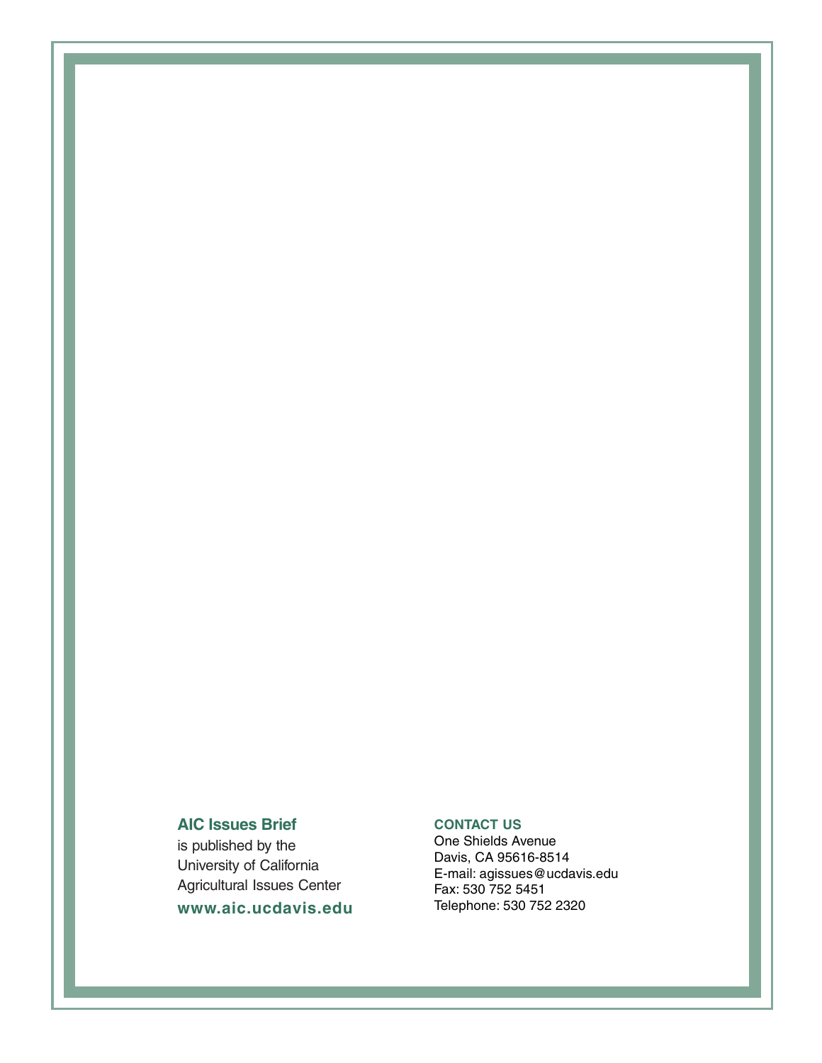**AIC Issues Brief**

is published by the
University of California
Agricultural Issues Center

**www.aic.ucdavis.edu**

**CONTACT US**

One Shields Avenue
Davis, CA 95616-8514
E-mail: agissues@ucdavis.edu
Fax: 530 752 5451
Telephone: 530 752 2320